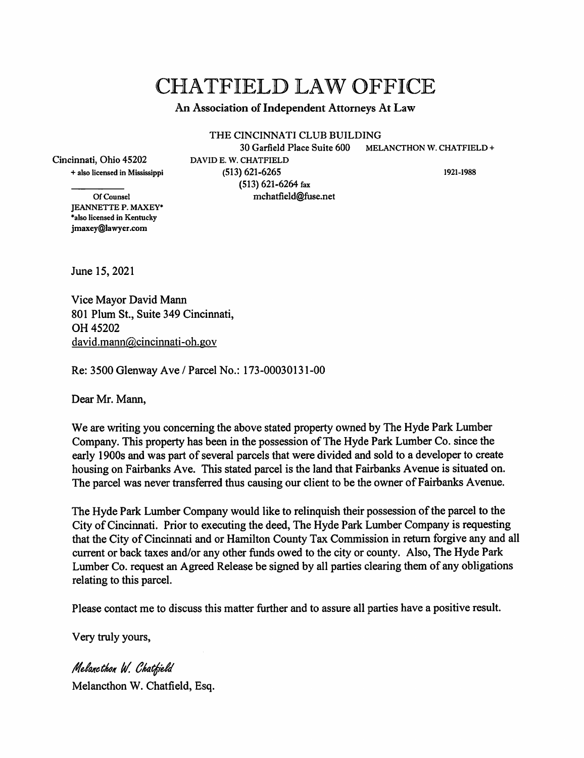# CHATFIELD LAW OFFICE

**An Association of Independent Attorneys At Law**

THE CINCINNATI CLUB BUILDING
30 Garfield Place Suite 600
Cincinnati, Ohio 45202
(513) 621-6265
(513) 621-6264 fax
mchatfield@fuse.net

MELANCTHON W. CHATFIELD +
+ also licensed in Mississippi

DAVID E. W. CHATFIELD
1921-1988

Of Counsel
JEANNETTE P. MAXEY*
*also licensed in Kentucky
jmaxey@lawyer.com

June 15, 2021

Vice Mayor David Mann
801 Plum St., Suite 349 Cincinnati,
OH 45202
david.mann@cincinnati-oh.gov

Re: 3500 Glenway Ave / Parcel No.: 173-00030131-00

Dear Mr. Mann,

We are writing you concerning the above stated property owned by The Hyde Park Lumber Company. This property has been in the possession of The Hyde Park Lumber Co. since the early 1900s and was part of several parcels that were divided and sold to a developer to create housing on Fairbanks Ave. This stated parcel is the land that Fairbanks Avenue is situated on. The parcel was never transferred thus causing our client to be the owner of Fairbanks Avenue.

The Hyde Park Lumber Company would like to relinquish their possession of the parcel to the City of Cincinnati. Prior to executing the deed, The Hyde Park Lumber Company is requesting that the City of Cincinnati and or Hamilton County Tax Commission in return forgive any and all current or back taxes and/or any other funds owed to the city or county. Also, The Hyde Park Lumber Co. request an Agreed Release be signed by all parties clearing them of any obligations relating to this parcel.

Please contact me to discuss this matter further and to assure all parties have a positive result.

Very truly yours,

*Melancthon W. Chatfield*

Melancthon W. Chatfield, Esq.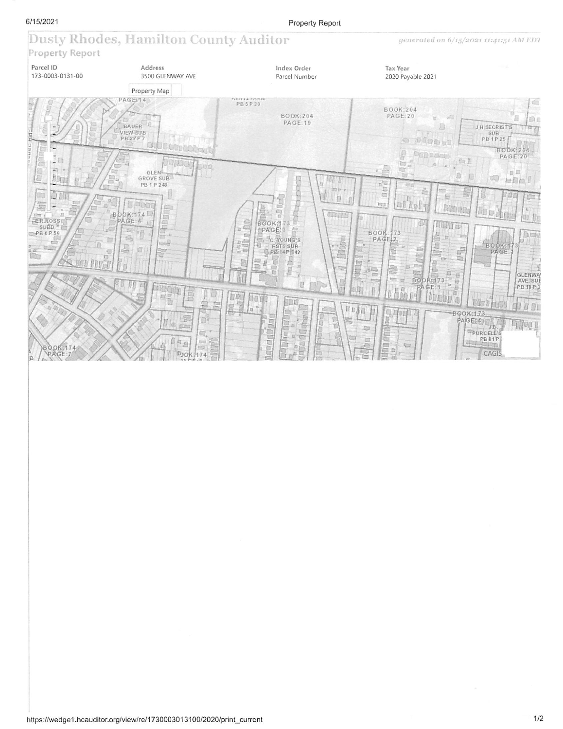# Dusty Rhodes, Hamilton County Auditor

*generated on 6/15/2021 11:41:51 AM EDT*

## Property Report

| Parcel ID | Address | Index Order | Tax Year |
|---|---|---|---|
| 173-0003-0131-00 | 3500 GLENWAY AVE | Parcel Number | 2020 Payable 2021 |

Property Map

PAGE:14
KENTZ FARM PB 5 P 30
BOOK:204 PAGE:19
BOOK:204 PAGE:20
J H SECRIST'S SUB PB 1 P 25
BOOK:204 PAGE:20
BAUER VIEW SUB PB 27 P 7
GLEN GROVE SUB PB 1 P 248
BOOK:174 PAGE:4
E.R.ROSS SUBD. PB 6 P 59
BOOK:173 PAGE:3
C. YOUNG'S ESTS SUB PB 14 P 142
BOOK:173 PAGE:2
BOOK:173 PAGE:1
BOOK:173 PAGE:1
GLENWAY AVE. SUB PB 18 P 3
BOOK:173 PAGE:4
J.B. PURCELL'S PB 81 P
BOOK:174 PAGE:7
BOOK:174
CAGIS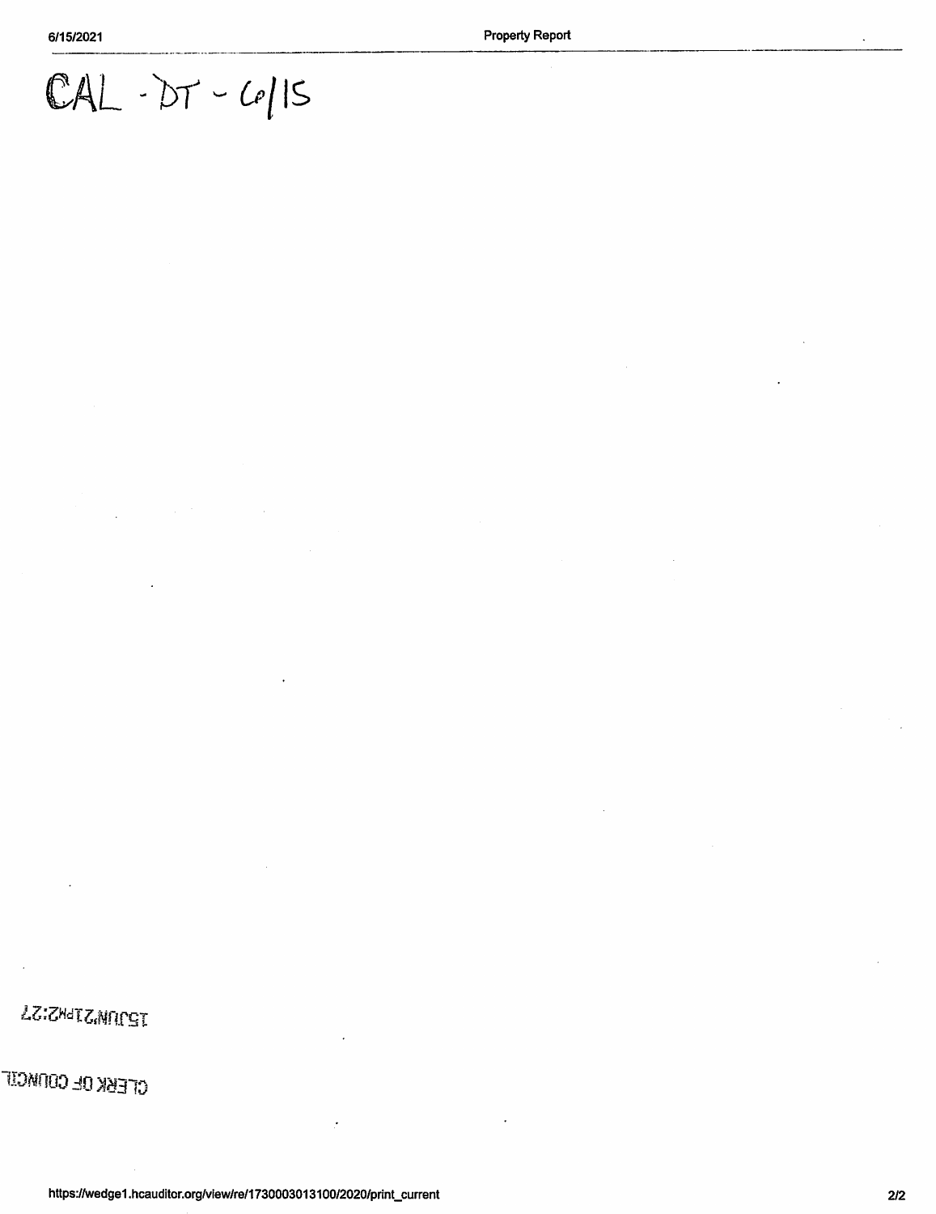CAL - DT - 6/15

15JUN21PM2:27

CLERK OF COUNCIL